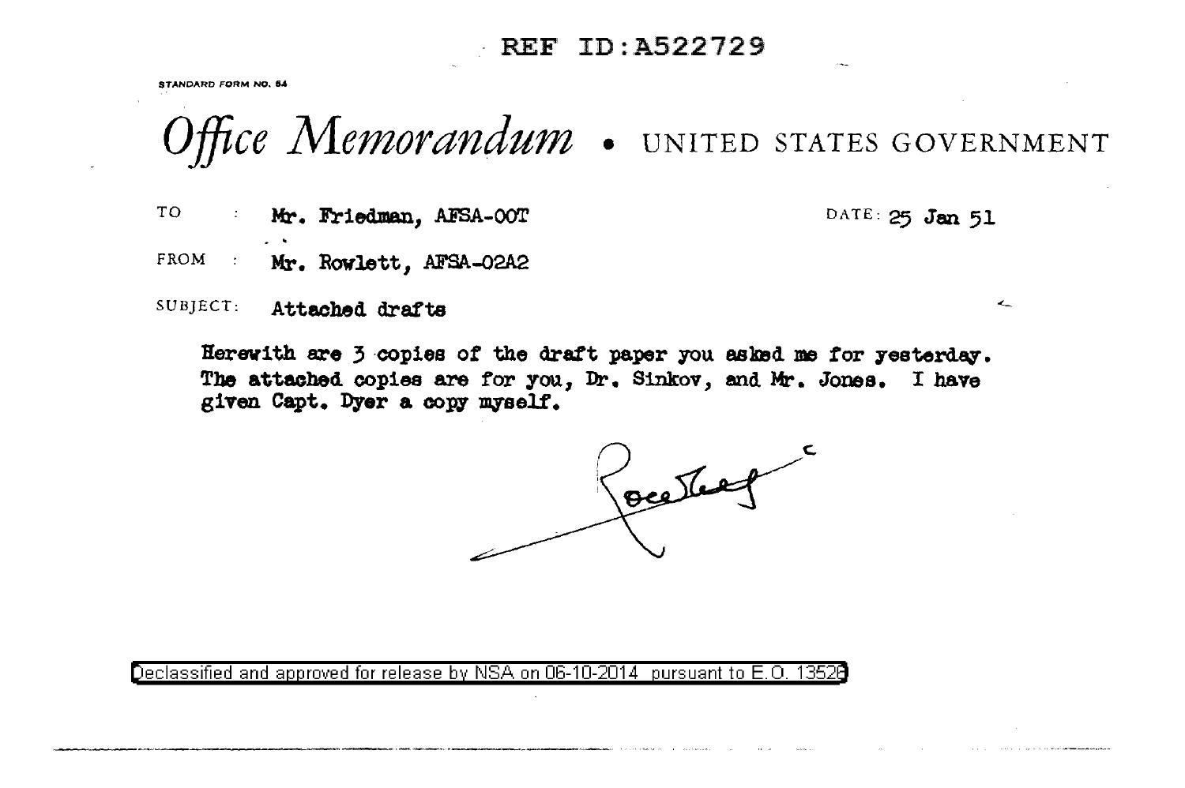REF ID:A522729

STANDARD FORM NO. 64

# *Office Memorandum* • UNITED STATES GOVERNMENT

TO : Mr. Friedman, AFSA-OOT

DATE: 25 Jan 51

FROM : Mr. Rowlett, AFSA-02A2

SUBJECT: Attached drafts

Herewith are 3 copies of the draft paper you asked me for yesterday. The attached copies are for you, Dr. Sinkov, and Mr. Jones. I have given Capt. Dyer a copy myself.

Rowlett

Declassified and approved for release by NSA on 06-10-2014 pursuant to E.O. 13526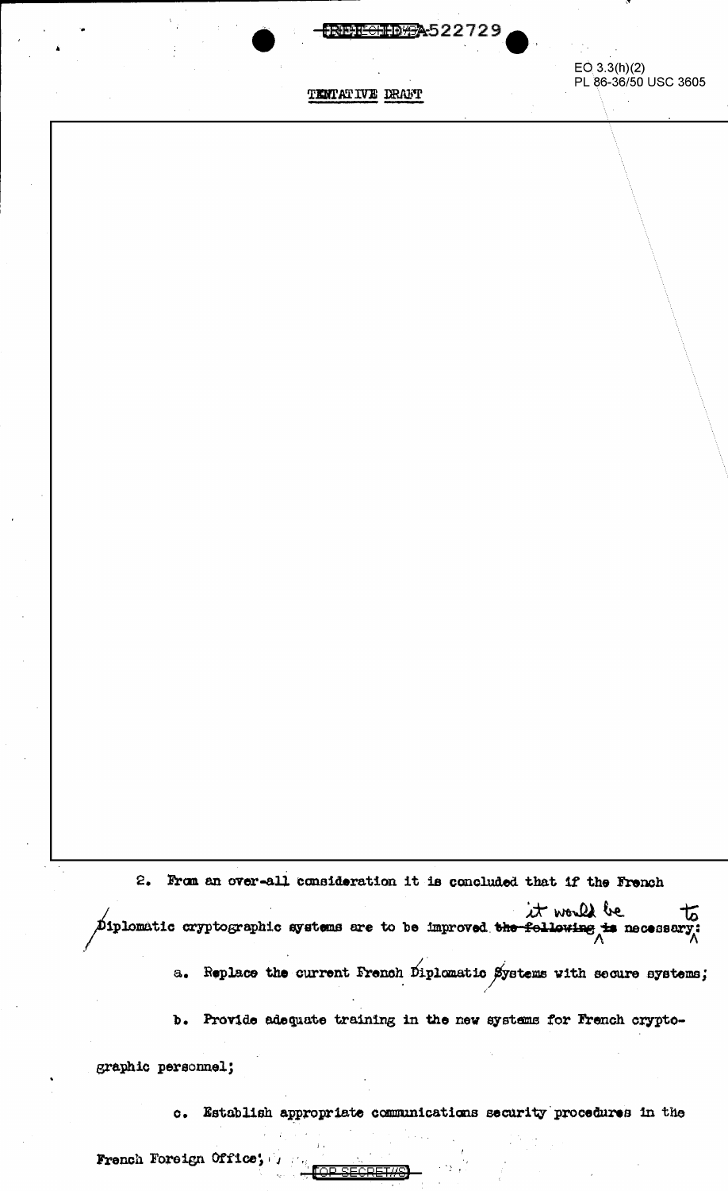TENTATIVE DRAFT

EO 3.3(h)(2)
PL 86-36/50 USC 3605

2. From an over-all consideration it is concluded that if the French Diplomatic cryptographic systems are to be improved it would be necessary to:

a. Replace the current French Diplomatic Systems with secure systems;

b. Provide adequate training in the new systems for French cryptographic personnel;

c. Establish appropriate communications security procedures in the French Foreign Office;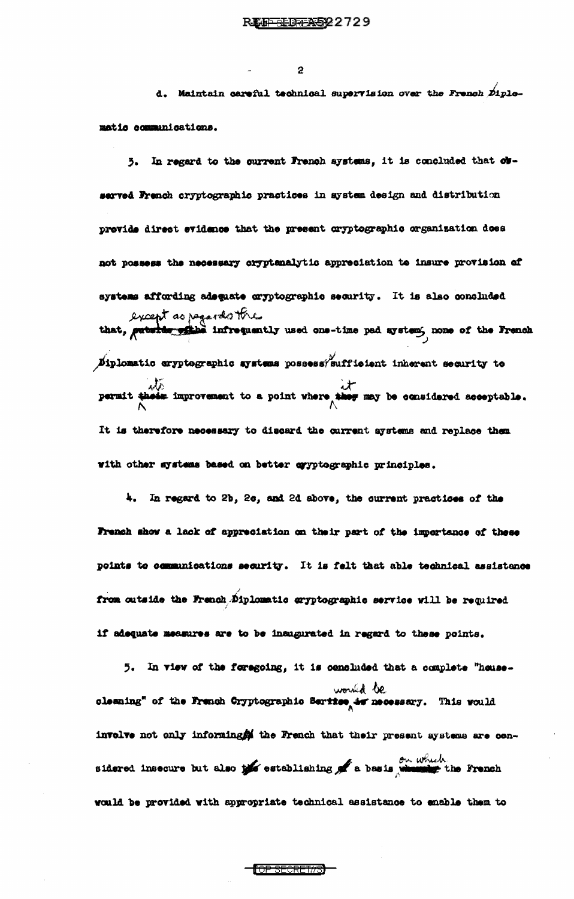d. Maintain careful technical supervision over the French Diplomatic communications.

3. In regard to the current French systems, it is concluded that observed French cryptographic practices in system design and distribution provide direct evidence that the present cryptographic organization does not possess the necessary cryptanalytic appreciation to insure provision of systems affording adequate cryptographic security. It is also concluded that, except as regards the infrequently used one-time pad system, none of the French Diplomatic cryptographic systems possesses sufficient inherent security to permit its improvement to a point where it may be considered acceptable. It is therefore necessary to discard the current systems and replace them with other systems based on better cryptographic principles.

4. In regard to 2b, 2c, and 2d above, the current practices of the French show a lack of appreciation on their part of the importance of these points to communications security. It is felt that able technical assistance from outside the French Diplomatic cryptographic service will be required if adequate measures are to be inaugurated in regard to these points.

5. In view of the foregoing, it is concluded that a complete "housecleaning" of the French Cryptographic Service would be necessary. This would involve not only informing the French that their present systems are considered insecure but also establishing a basis on which the French would be provided with appropriate technical assistance to enable them to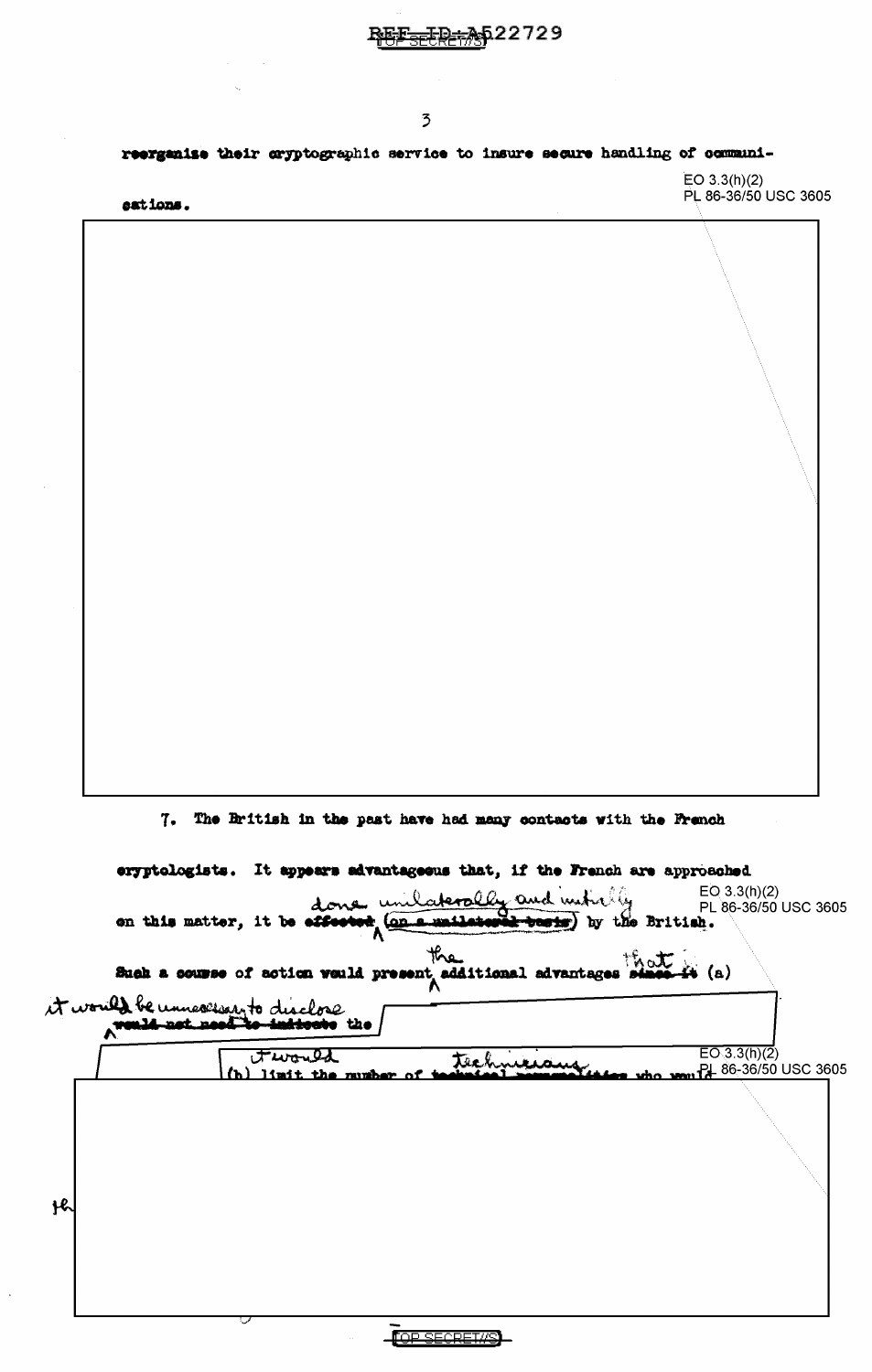reorganize their cryptographic service to insure secure handling of communications.

EO 3.3(h)(2)
PL 86-36/50 USC 3605

7. The British in the past have had many contacts with the French cryptologists. It appears advantageous that, if the French are approached on this matter, it be ~~effected (on a unilateral basis)~~ done unilaterally and initially by the British.

EO 3.3(h)(2)
PL 86-36/50 USC 3605

Such a course of action would present the additional advantages ~~since it~~ that (a) it would be unnecessary to disclose ~~would not need to indicate~~ the

it would (b) limit the number of ~~technical personalities~~ technicians who would

EO 3.3(h)(2)
PL 86-36/50 USC 3605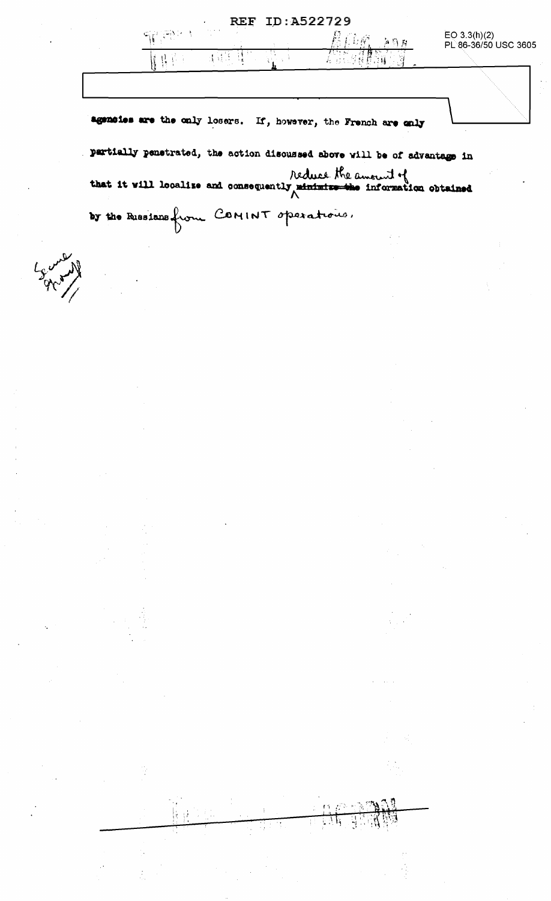agencies are the only losers. If, however, the French are only partially penetrated, the action discussed above will be of advantage in that it will localize and consequently reduce the amount of information obtained by the Russians from COMINT operations.